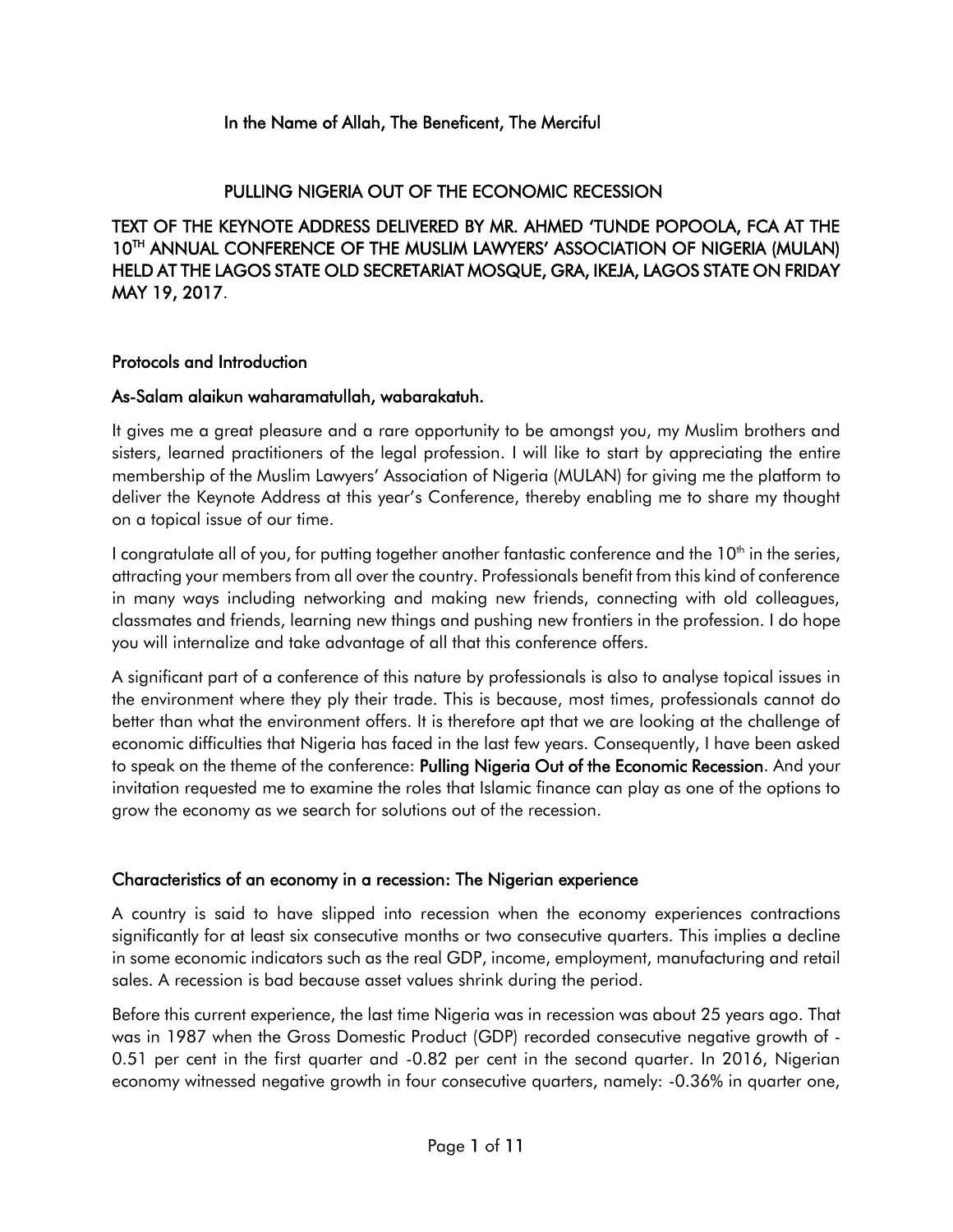In the Name of Allah, The Beneficent, The Merciful

# PULLING NIGERIA OUT OF THE ECONOMIC RECESSION

TEXT OF THE KEYNOTE ADDRESS DELIVERED BY MR. AHMED 'TUNDE POPOOLA, FCA AT THE 10TH ANNUAL CONFERENCE OF THE MUSLIM LAWYERS' ASSOCIATION OF NIGERIA (MULAN) HELD AT THE LAGOS STATE OLD SECRETARIAT MOSQUE, GRA, IKEJA, LAGOS STATE ON FRIDAY MAY 19, 2017.

## Protocols and Introduction

As-Salam alaikun waharamatullah, wabarakatuh.

It gives me a great pleasure and a rare opportunity to be amongst you, my Muslim brothers and sisters, learned practitioners of the legal profession. I will like to start by appreciating the entire membership of the Muslim Lawyers' Association of Nigeria (MULAN) for giving me the platform to deliver the Keynote Address at this year's Conference, thereby enabling me to share my thought on a topical issue of our time.

I congratulate all of you, for putting together another fantastic conference and the 10th in the series, attracting your members from all over the country. Professionals benefit from this kind of conference in many ways including networking and making new friends, connecting with old colleagues, classmates and friends, learning new things and pushing new frontiers in the profession. I do hope you will internalize and take advantage of all that this conference offers.

A significant part of a conference of this nature by professionals is also to analyse topical issues in the environment where they ply their trade. This is because, most times, professionals cannot do better than what the environment offers. It is therefore apt that we are looking at the challenge of economic difficulties that Nigeria has faced in the last few years. Consequently, I have been asked to speak on the theme of the conference: **Pulling Nigeria Out of the Economic Recession**. And your invitation requested me to examine the roles that Islamic finance can play as one of the options to grow the economy as we search for solutions out of the recession.

## Characteristics of an economy in a recession: The Nigerian experience

A country is said to have slipped into recession when the economy experiences contractions significantly for at least six consecutive months or two consecutive quarters. This implies a decline in some economic indicators such as the real GDP, income, employment, manufacturing and retail sales. A recession is bad because asset values shrink during the period.

Before this current experience, the last time Nigeria was in recession was about 25 years ago. That was in 1987 when the Gross Domestic Product (GDP) recorded consecutive negative growth of -0.51 per cent in the first quarter and -0.82 per cent in the second quarter. In 2016, Nigerian economy witnessed negative growth in four consecutive quarters, namely: -0.36% in quarter one,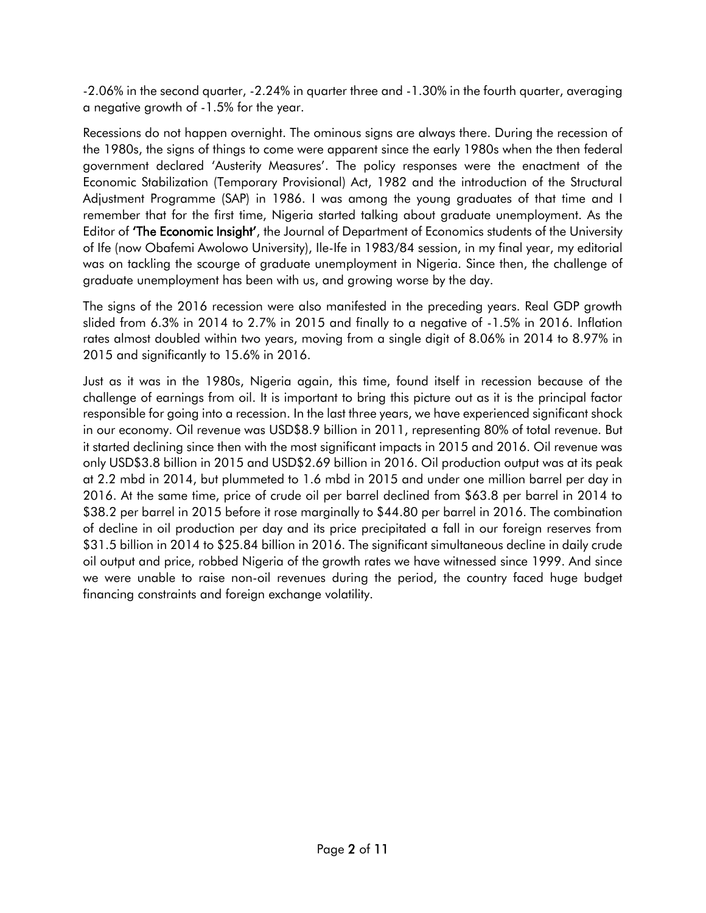-2.06% in the second quarter, -2.24% in quarter three and -1.30% in the fourth quarter, averaging a negative growth of -1.5% for the year.

Recessions do not happen overnight. The ominous signs are always there. During the recession of the 1980s, the signs of things to come were apparent since the early 1980s when the then federal government declared 'Austerity Measures'. The policy responses were the enactment of the Economic Stabilization (Temporary Provisional) Act, 1982 and the introduction of the Structural Adjustment Programme (SAP) in 1986. I was among the young graduates of that time and I remember that for the first time, Nigeria started talking about graduate unemployment. As the Editor of **'The Economic Insight'**, the Journal of Department of Economics students of the University of Ife (now Obafemi Awolowo University), Ile-Ife in 1983/84 session, in my final year, my editorial was on tackling the scourge of graduate unemployment in Nigeria. Since then, the challenge of graduate unemployment has been with us, and growing worse by the day.

The signs of the 2016 recession were also manifested in the preceding years. Real GDP growth slided from 6.3% in 2014 to 2.7% in 2015 and finally to a negative of -1.5% in 2016. Inflation rates almost doubled within two years, moving from a single digit of 8.06% in 2014 to 8.97% in 2015 and significantly to 15.6% in 2016.

Just as it was in the 1980s, Nigeria again, this time, found itself in recession because of the challenge of earnings from oil. It is important to bring this picture out as it is the principal factor responsible for going into a recession. In the last three years, we have experienced significant shock in our economy. Oil revenue was USD$8.9 billion in 2011, representing 80% of total revenue. But it started declining since then with the most significant impacts in 2015 and 2016. Oil revenue was only USD$3.8 billion in 2015 and USD$2.69 billion in 2016. Oil production output was at its peak at 2.2 mbd in 2014, but plummeted to 1.6 mbd in 2015 and under one million barrel per day in 2016. At the same time, price of crude oil per barrel declined from $63.8 per barrel in 2014 to $38.2 per barrel in 2015 before it rose marginally to $44.80 per barrel in 2016. The combination of decline in oil production per day and its price precipitated a fall in our foreign reserves from $31.5 billion in 2014 to $25.84 billion in 2016. The significant simultaneous decline in daily crude oil output and price, robbed Nigeria of the growth rates we have witnessed since 1999. And since we were unable to raise non-oil revenues during the period, the country faced huge budget financing constraints and foreign exchange volatility.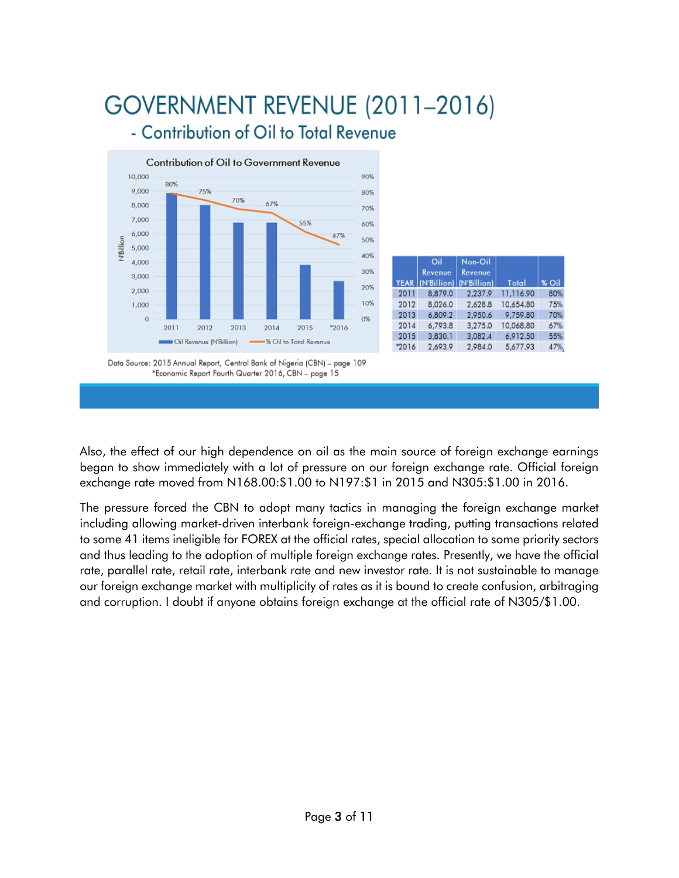# GOVERNMENT REVENUE (2011–2016)

## - Contribution of Oil to Total Revenue

| YEAR | Oil Revenue (N'Billion) | Non-Oil Revenue (N'Billion) | Total | % Oil |
|---|---|---|---|---|
| 2011 | 8,879.0 | 2,237.9 | 11,116.90 | 80% |
| 2012 | 8,026.0 | 2,628.8 | 10,654.80 | 75% |
| 2013 | 6,809.2 | 2,950.6 | 9,759.80 | 70% |
| 2014 | 6,793.8 | 3,275.0 | 10,068.80 | 67% |
| 2015 | 3,830.1 | 3,082.4 | 6,912.50 | 55% |
| *2016 | 2,693.9 | 2,984.0 | 5,677.93 | 47% |

Data Source: 2015 Annual Report, Central Bank of Nigeria (CBN) – page 109
*Economic Report Fourth Quarter 2016, CBN – page 15

Also, the effect of our high dependence on oil as the main source of foreign exchange earnings began to show immediately with a lot of pressure on our foreign exchange rate. Official foreign exchange rate moved from N168.00:$1.00 to N197:$1 in 2015 and N305:$1.00 in 2016.

The pressure forced the CBN to adopt many tactics in managing the foreign exchange market including allowing market-driven interbank foreign-exchange trading, putting transactions related to some 41 items ineligible for FOREX at the official rates, special allocation to some priority sectors and thus leading to the adoption of multiple foreign exchange rates. Presently, we have the official rate, parallel rate, retail rate, interbank rate and new investor rate. It is not sustainable to manage our foreign exchange market with multiplicity of rates as it is bound to create confusion, arbitraging and corruption. I doubt if anyone obtains foreign exchange at the official rate of N305/$1.00.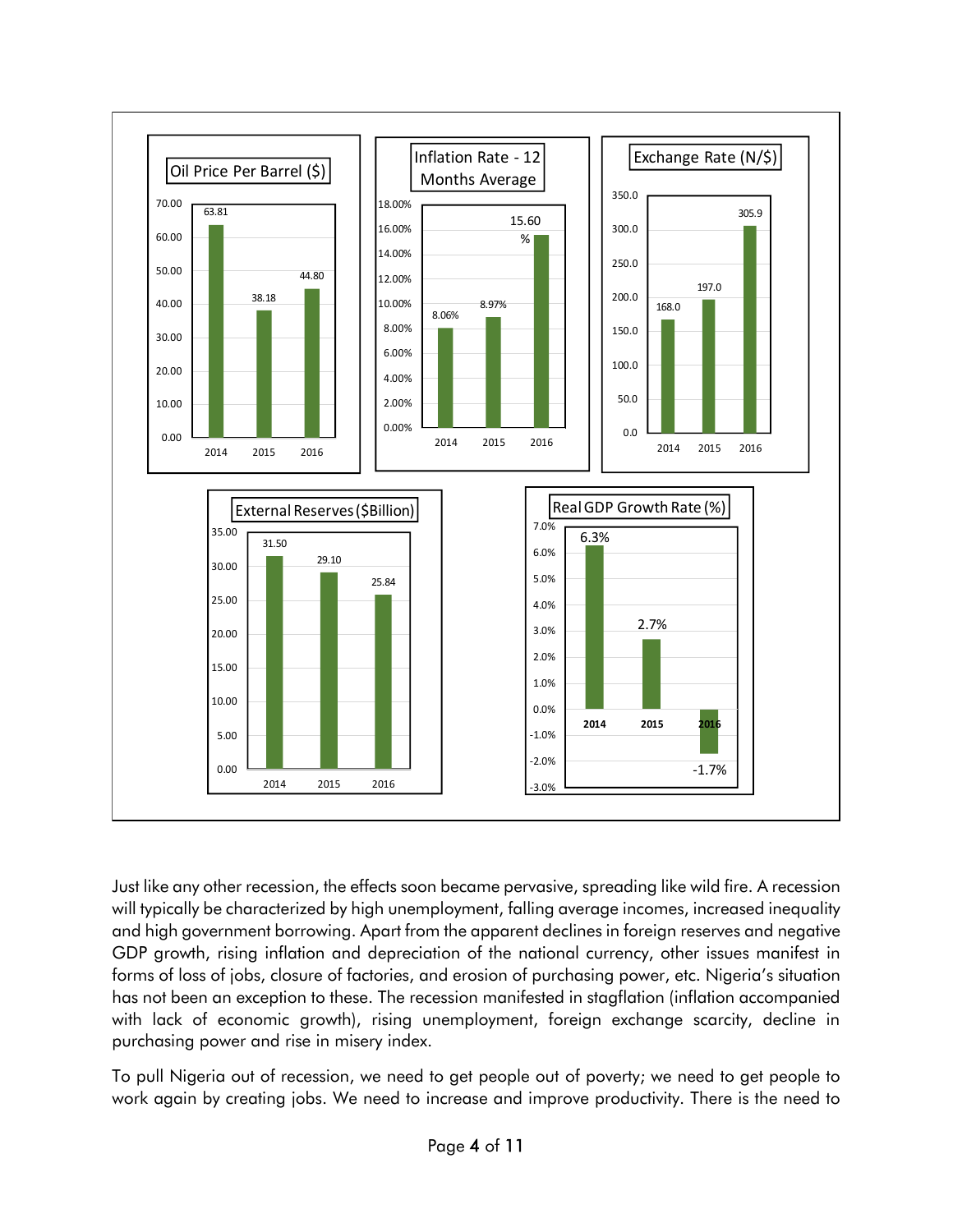**Oil Price Per Barrel ($)**

| Year | Value |
|---|---|
| 2014 | 63.81 |
| 2015 | 38.18 |
| 2016 | 44.80 |

**Inflation Rate - 12 Months Average**

| Year | Value |
|---|---|
| 2014 | 8.06% |
| 2015 | 8.97% |
| 2016 | 15.60 % |

**Exchange Rate (N/$)**

| Year | Value |
|---|---|
| 2014 | 168.0 |
| 2015 | 197.0 |
| 2016 | 305.9 |

**External Reserves ($Billion)**

| Year | Value |
|---|---|
| 2014 | 31.50 |
| 2015 | 29.10 |
| 2016 | 25.84 |

**Real GDP Growth Rate (%)**

| Year | Value |
|---|---|
| 2014 | 6.3% |
| 2015 | 2.7% |
| 2016 | -1.7% |

Just like any other recession, the effects soon became pervasive, spreading like wild fire. A recession will typically be characterized by high unemployment, falling average incomes, increased inequality and high government borrowing. Apart from the apparent declines in foreign reserves and negative GDP growth, rising inflation and depreciation of the national currency, other issues manifest in forms of loss of jobs, closure of factories, and erosion of purchasing power, etc. Nigeria's situation has not been an exception to these. The recession manifested in stagflation (inflation accompanied with lack of economic growth), rising unemployment, foreign exchange scarcity, decline in purchasing power and rise in misery index.

To pull Nigeria out of recession, we need to get people out of poverty; we need to get people to work again by creating jobs. We need to increase and improve productivity. There is the need to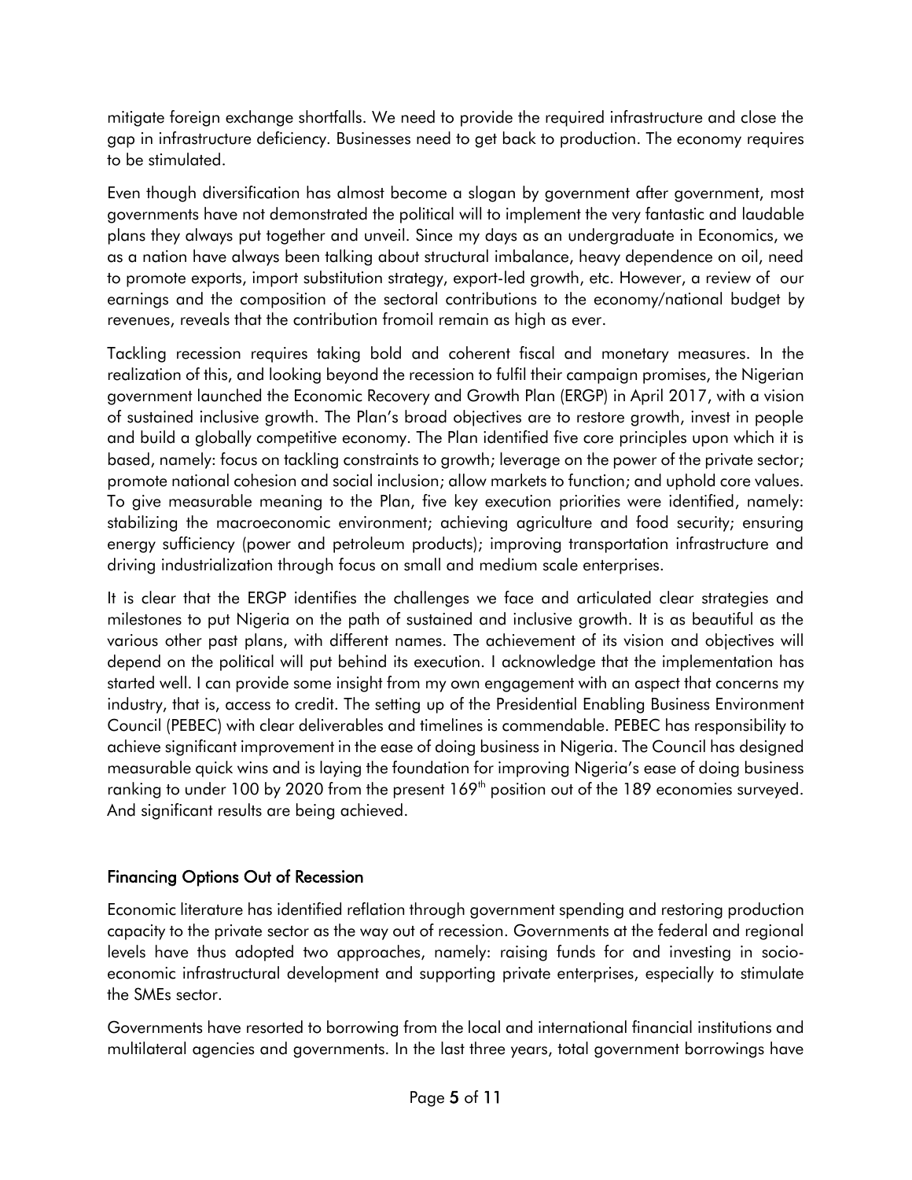mitigate foreign exchange shortfalls. We need to provide the required infrastructure and close the gap in infrastructure deficiency. Businesses need to get back to production. The economy requires to be stimulated.

Even though diversification has almost become a slogan by government after government, most governments have not demonstrated the political will to implement the very fantastic and laudable plans they always put together and unveil. Since my days as an undergraduate in Economics, we as a nation have always been talking about structural imbalance, heavy dependence on oil, need to promote exports, import substitution strategy, export-led growth, etc. However, a review of our earnings and the composition of the sectoral contributions to the economy/national budget by revenues, reveals that the contribution fromoil remain as high as ever.

Tackling recession requires taking bold and coherent fiscal and monetary measures. In the realization of this, and looking beyond the recession to fulfil their campaign promises, the Nigerian government launched the Economic Recovery and Growth Plan (ERGP) in April 2017, with a vision of sustained inclusive growth. The Plan's broad objectives are to restore growth, invest in people and build a globally competitive economy. The Plan identified five core principles upon which it is based, namely: focus on tackling constraints to growth; leverage on the power of the private sector; promote national cohesion and social inclusion; allow markets to function; and uphold core values. To give measurable meaning to the Plan, five key execution priorities were identified, namely: stabilizing the macroeconomic environment; achieving agriculture and food security; ensuring energy sufficiency (power and petroleum products); improving transportation infrastructure and driving industrialization through focus on small and medium scale enterprises.

It is clear that the ERGP identifies the challenges we face and articulated clear strategies and milestones to put Nigeria on the path of sustained and inclusive growth. It is as beautiful as the various other past plans, with different names. The achievement of its vision and objectives will depend on the political will put behind its execution. I acknowledge that the implementation has started well. I can provide some insight from my own engagement with an aspect that concerns my industry, that is, access to credit. The setting up of the Presidential Enabling Business Environment Council (PEBEC) with clear deliverables and timelines is commendable. PEBEC has responsibility to achieve significant improvement in the ease of doing business in Nigeria. The Council has designed measurable quick wins and is laying the foundation for improving Nigeria's ease of doing business ranking to under 100 by 2020 from the present 169th position out of the 189 economies surveyed. And significant results are being achieved.

## Financing Options Out of Recession

Economic literature has identified reflation through government spending and restoring production capacity to the private sector as the way out of recession. Governments at the federal and regional levels have thus adopted two approaches, namely: raising funds for and investing in socio-economic infrastructural development and supporting private enterprises, especially to stimulate the SMEs sector.

Governments have resorted to borrowing from the local and international financial institutions and multilateral agencies and governments. In the last three years, total government borrowings have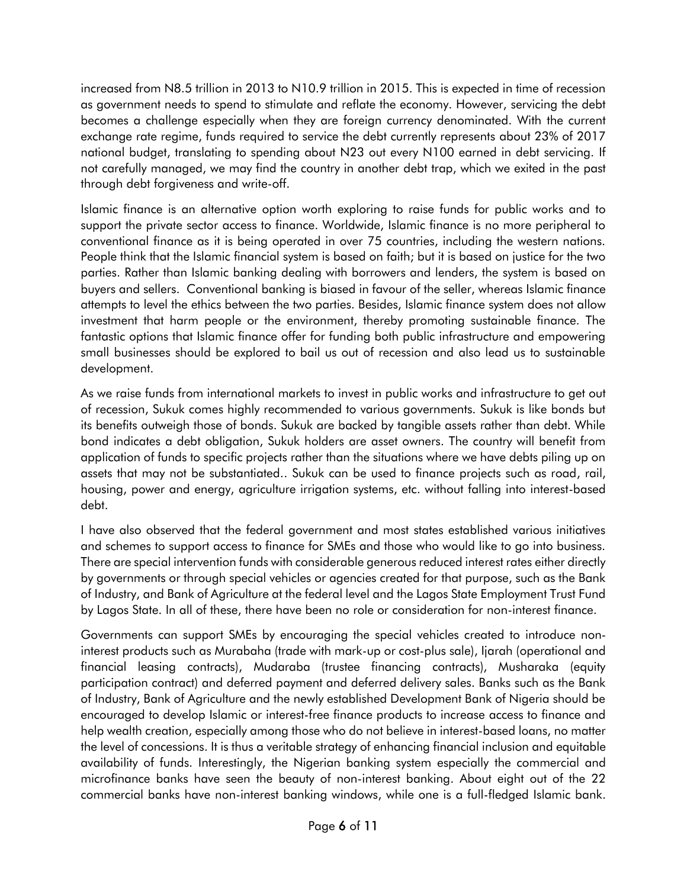increased from N8.5 trillion in 2013 to N10.9 trillion in 2015. This is expected in time of recession as government needs to spend to stimulate and reflate the economy. However, servicing the debt becomes a challenge especially when they are foreign currency denominated. With the current exchange rate regime, funds required to service the debt currently represents about 23% of 2017 national budget, translating to spending about N23 out every N100 earned in debt servicing. If not carefully managed, we may find the country in another debt trap, which we exited in the past through debt forgiveness and write-off.

Islamic finance is an alternative option worth exploring to raise funds for public works and to support the private sector access to finance. Worldwide, Islamic finance is no more peripheral to conventional finance as it is being operated in over 75 countries, including the western nations. People think that the Islamic financial system is based on faith; but it is based on justice for the two parties. Rather than Islamic banking dealing with borrowers and lenders, the system is based on buyers and sellers. Conventional banking is biased in favour of the seller, whereas Islamic finance attempts to level the ethics between the two parties. Besides, Islamic finance system does not allow investment that harm people or the environment, thereby promoting sustainable finance. The fantastic options that Islamic finance offer for funding both public infrastructure and empowering small businesses should be explored to bail us out of recession and also lead us to sustainable development.

As we raise funds from international markets to invest in public works and infrastructure to get out of recession, Sukuk comes highly recommended to various governments. Sukuk is like bonds but its benefits outweigh those of bonds. Sukuk are backed by tangible assets rather than debt. While bond indicates a debt obligation, Sukuk holders are asset owners. The country will benefit from application of funds to specific projects rather than the situations where we have debts piling up on assets that may not be substantiated.. Sukuk can be used to finance projects such as road, rail, housing, power and energy, agriculture irrigation systems, etc. without falling into interest-based debt.

I have also observed that the federal government and most states established various initiatives and schemes to support access to finance for SMEs and those who would like to go into business. There are special intervention funds with considerable generous reduced interest rates either directly by governments or through special vehicles or agencies created for that purpose, such as the Bank of Industry, and Bank of Agriculture at the federal level and the Lagos State Employment Trust Fund by Lagos State. In all of these, there have been no role or consideration for non-interest finance.

Governments can support SMEs by encouraging the special vehicles created to introduce non-interest products such as Murabaha (trade with mark-up or cost-plus sale), Ijarah (operational and financial leasing contracts), Mudaraba (trustee financing contracts), Musharaka (equity participation contract) and deferred payment and deferred delivery sales. Banks such as the Bank of Industry, Bank of Agriculture and the newly established Development Bank of Nigeria should be encouraged to develop Islamic or interest-free finance products to increase access to finance and help wealth creation, especially among those who do not believe in interest-based loans, no matter the level of concessions. It is thus a veritable strategy of enhancing financial inclusion and equitable availability of funds. Interestingly, the Nigerian banking system especially the commercial and microfinance banks have seen the beauty of non-interest banking. About eight out of the 22 commercial banks have non-interest banking windows, while one is a full-fledged Islamic bank.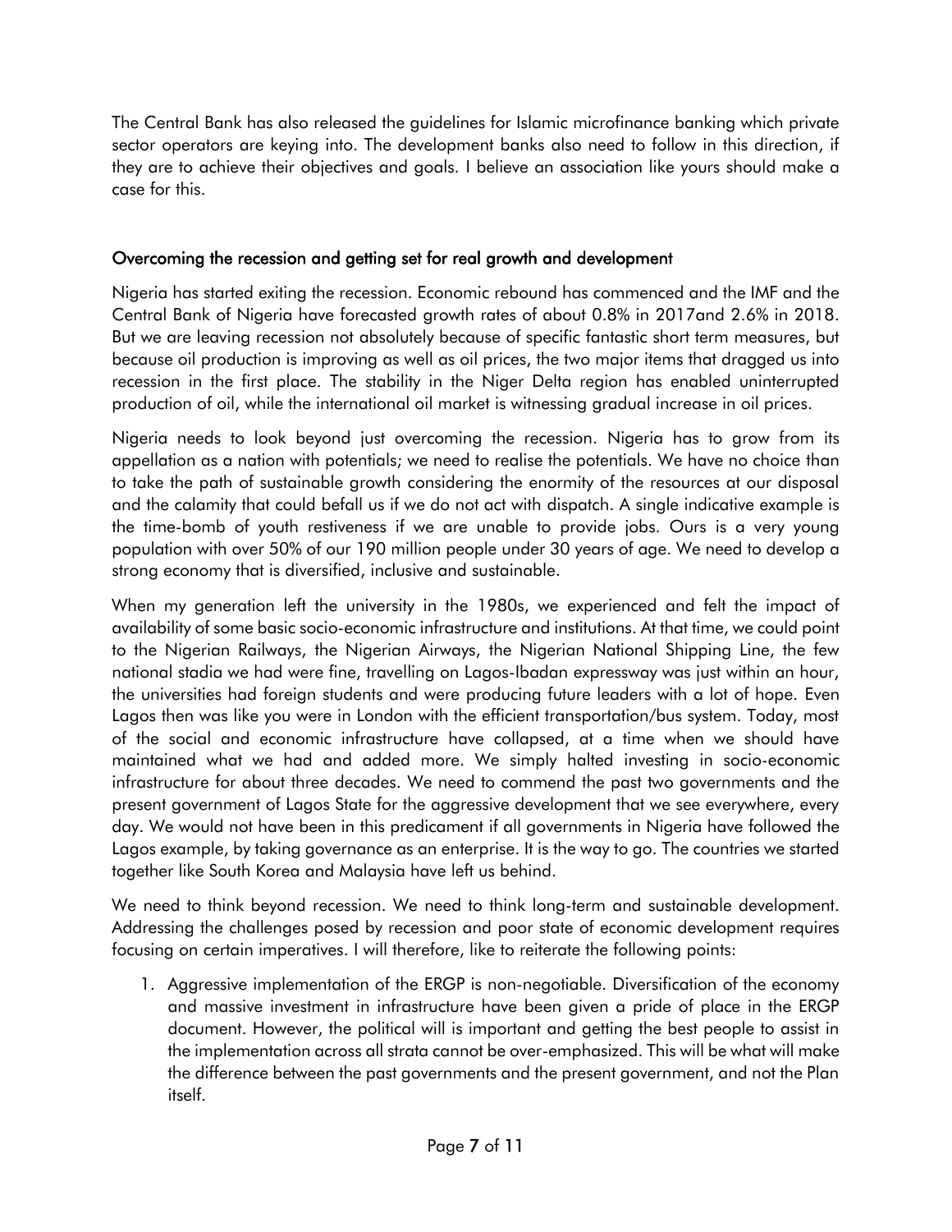The Central Bank has also released the guidelines for Islamic microfinance banking which private sector operators are keying into. The development banks also need to follow in this direction, if they are to achieve their objectives and goals. I believe an association like yours should make a case for this.

## Overcoming the recession and getting set for real growth and development

Nigeria has started exiting the recession. Economic rebound has commenced and the IMF and the Central Bank of Nigeria have forecasted growth rates of about 0.8% in 2017and 2.6% in 2018. But we are leaving recession not absolutely because of specific fantastic short term measures, but because oil production is improving as well as oil prices, the two major items that dragged us into recession in the first place. The stability in the Niger Delta region has enabled uninterrupted production of oil, while the international oil market is witnessing gradual increase in oil prices.

Nigeria needs to look beyond just overcoming the recession. Nigeria has to grow from its appellation as a nation with potentials; we need to realise the potentials. We have no choice than to take the path of sustainable growth considering the enormity of the resources at our disposal and the calamity that could befall us if we do not act with dispatch. A single indicative example is the time-bomb of youth restiveness if we are unable to provide jobs. Ours is a very young population with over 50% of our 190 million people under 30 years of age. We need to develop a strong economy that is diversified, inclusive and sustainable.

When my generation left the university in the 1980s, we experienced and felt the impact of availability of some basic socio-economic infrastructure and institutions. At that time, we could point to the Nigerian Railways, the Nigerian Airways, the Nigerian National Shipping Line, the few national stadia we had were fine, travelling on Lagos-Ibadan expressway was just within an hour, the universities had foreign students and were producing future leaders with a lot of hope. Even Lagos then was like you were in London with the efficient transportation/bus system. Today, most of the social and economic infrastructure have collapsed, at a time when we should have maintained what we had and added more. We simply halted investing in socio-economic infrastructure for about three decades. We need to commend the past two governments and the present government of Lagos State for the aggressive development that we see everywhere, every day. We would not have been in this predicament if all governments in Nigeria have followed the Lagos example, by taking governance as an enterprise. It is the way to go. The countries we started together like South Korea and Malaysia have left us behind.

We need to think beyond recession. We need to think long-term and sustainable development. Addressing the challenges posed by recession and poor state of economic development requires focusing on certain imperatives. I will therefore, like to reiterate the following points:

1. Aggressive implementation of the ERGP is non-negotiable. Diversification of the economy and massive investment in infrastructure have been given a pride of place in the ERGP document. However, the political will is important and getting the best people to assist in the implementation across all strata cannot be over-emphasized. This will be what will make the difference between the past governments and the present government, and not the Plan itself.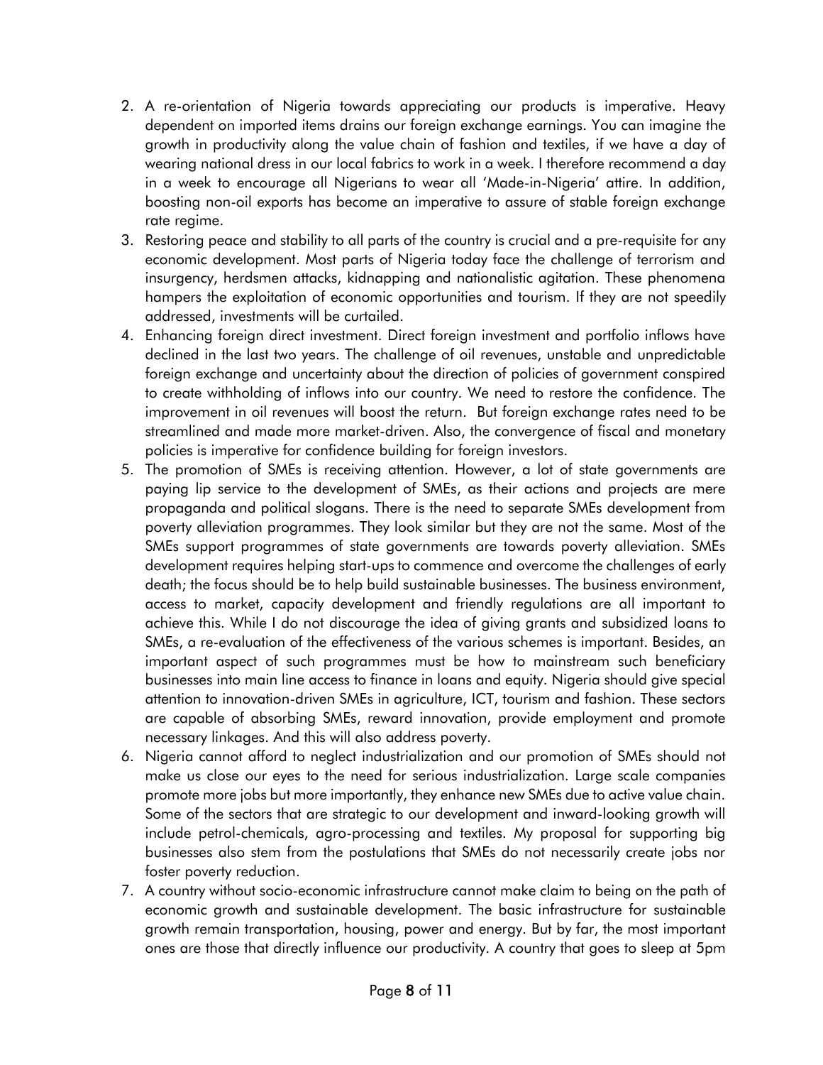2. A re-orientation of Nigeria towards appreciating our products is imperative. Heavy dependent on imported items drains our foreign exchange earnings. You can imagine the growth in productivity along the value chain of fashion and textiles, if we have a day of wearing national dress in our local fabrics to work in a week. I therefore recommend a day in a week to encourage all Nigerians to wear all 'Made-in-Nigeria' attire. In addition, boosting non-oil exports has become an imperative to assure of stable foreign exchange rate regime.
3. Restoring peace and stability to all parts of the country is crucial and a pre-requisite for any economic development. Most parts of Nigeria today face the challenge of terrorism and insurgency, herdsmen attacks, kidnapping and nationalistic agitation. These phenomena hampers the exploitation of economic opportunities and tourism. If they are not speedily addressed, investments will be curtailed.
4. Enhancing foreign direct investment. Direct foreign investment and portfolio inflows have declined in the last two years. The challenge of oil revenues, unstable and unpredictable foreign exchange and uncertainty about the direction of policies of government conspired to create withholding of inflows into our country. We need to restore the confidence. The improvement in oil revenues will boost the return. But foreign exchange rates need to be streamlined and made more market-driven. Also, the convergence of fiscal and monetary policies is imperative for confidence building for foreign investors.
5. The promotion of SMEs is receiving attention. However, a lot of state governments are paying lip service to the development of SMEs, as their actions and projects are mere propaganda and political slogans. There is the need to separate SMEs development from poverty alleviation programmes. They look similar but they are not the same. Most of the SMEs support programmes of state governments are towards poverty alleviation. SMEs development requires helping start-ups to commence and overcome the challenges of early death; the focus should be to help build sustainable businesses. The business environment, access to market, capacity development and friendly regulations are all important to achieve this. While I do not discourage the idea of giving grants and subsidized loans to SMEs, a re-evaluation of the effectiveness of the various schemes is important. Besides, an important aspect of such programmes must be how to mainstream such beneficiary businesses into main line access to finance in loans and equity. Nigeria should give special attention to innovation-driven SMEs in agriculture, ICT, tourism and fashion. These sectors are capable of absorbing SMEs, reward innovation, provide employment and promote necessary linkages. And this will also address poverty.
6. Nigeria cannot afford to neglect industrialization and our promotion of SMEs should not make us close our eyes to the need for serious industrialization. Large scale companies promote more jobs but more importantly, they enhance new SMEs due to active value chain. Some of the sectors that are strategic to our development and inward-looking growth will include petrol-chemicals, agro-processing and textiles. My proposal for supporting big businesses also stem from the postulations that SMEs do not necessarily create jobs nor foster poverty reduction.
7. A country without socio-economic infrastructure cannot make claim to being on the path of economic growth and sustainable development. The basic infrastructure for sustainable growth remain transportation, housing, power and energy. But by far, the most important ones are those that directly influence our productivity. A country that goes to sleep at 5pm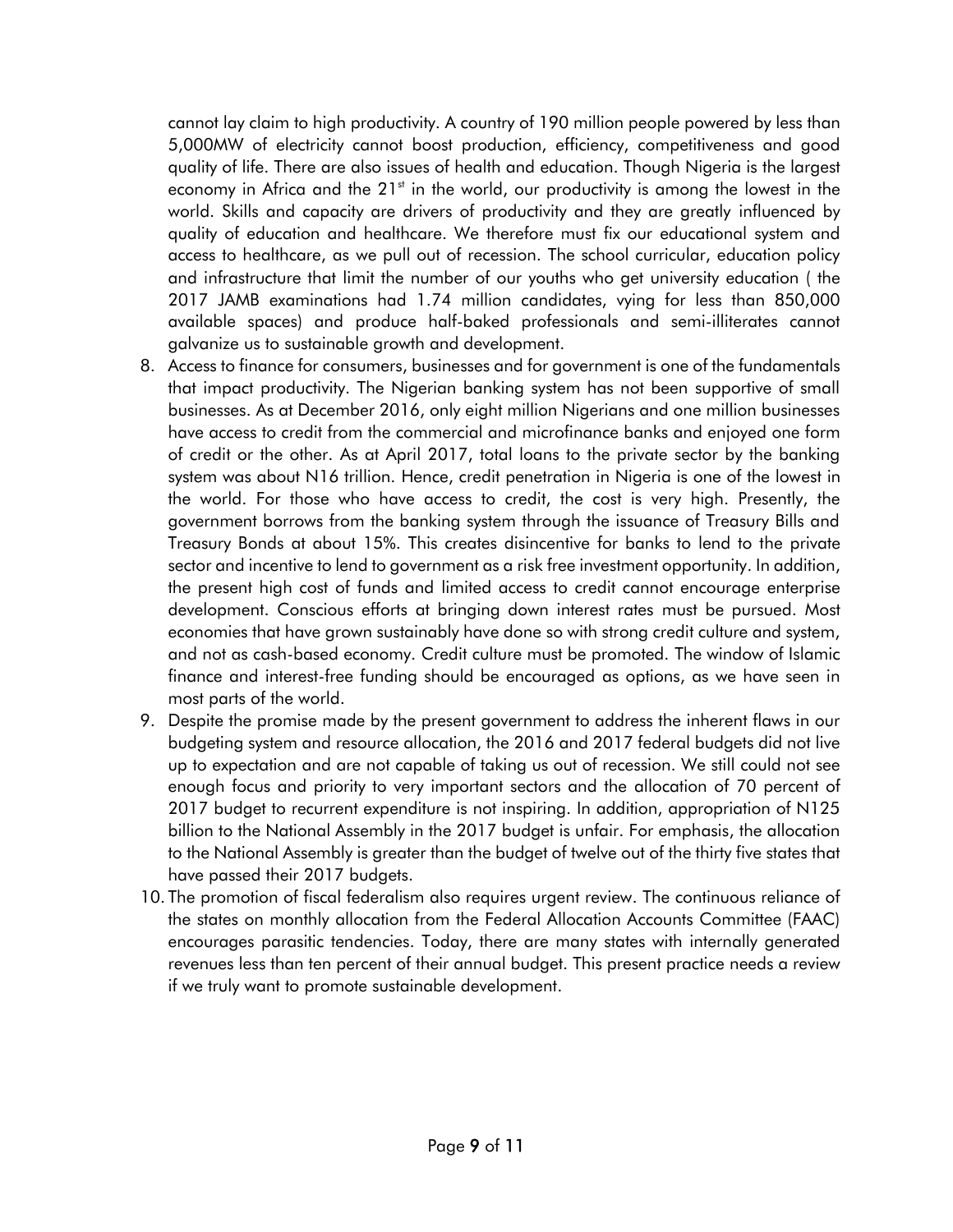cannot lay claim to high productivity. A country of 190 million people powered by less than 5,000MW of electricity cannot boost production, efficiency, competitiveness and good quality of life. There are also issues of health and education. Though Nigeria is the largest economy in Africa and the 21st in the world, our productivity is among the lowest in the world. Skills and capacity are drivers of productivity and they are greatly influenced by quality of education and healthcare. We therefore must fix our educational system and access to healthcare, as we pull out of recession. The school curricular, education policy and infrastructure that limit the number of our youths who get university education ( the 2017 JAMB examinations had 1.74 million candidates, vying for less than 850,000 available spaces) and produce half-baked professionals and semi-illiterates cannot galvanize us to sustainable growth and development.

8. Access to finance for consumers, businesses and for government is one of the fundamentals that impact productivity. The Nigerian banking system has not been supportive of small businesses. As at December 2016, only eight million Nigerians and one million businesses have access to credit from the commercial and microfinance banks and enjoyed one form of credit or the other. As at April 2017, total loans to the private sector by the banking system was about N16 trillion. Hence, credit penetration in Nigeria is one of the lowest in the world. For those who have access to credit, the cost is very high. Presently, the government borrows from the banking system through the issuance of Treasury Bills and Treasury Bonds at about 15%. This creates disincentive for banks to lend to the private sector and incentive to lend to government as a risk free investment opportunity. In addition, the present high cost of funds and limited access to credit cannot encourage enterprise development. Conscious efforts at bringing down interest rates must be pursued. Most economies that have grown sustainably have done so with strong credit culture and system, and not as cash-based economy. Credit culture must be promoted. The window of Islamic finance and interest-free funding should be encouraged as options, as we have seen in most parts of the world.
9. Despite the promise made by the present government to address the inherent flaws in our budgeting system and resource allocation, the 2016 and 2017 federal budgets did not live up to expectation and are not capable of taking us out of recession. We still could not see enough focus and priority to very important sectors and the allocation of 70 percent of 2017 budget to recurrent expenditure is not inspiring. In addition, appropriation of N125 billion to the National Assembly in the 2017 budget is unfair. For emphasis, the allocation to the National Assembly is greater than the budget of twelve out of the thirty five states that have passed their 2017 budgets.
10. The promotion of fiscal federalism also requires urgent review. The continuous reliance of the states on monthly allocation from the Federal Allocation Accounts Committee (FAAC) encourages parasitic tendencies. Today, there are many states with internally generated revenues less than ten percent of their annual budget. This present practice needs a review if we truly want to promote sustainable development.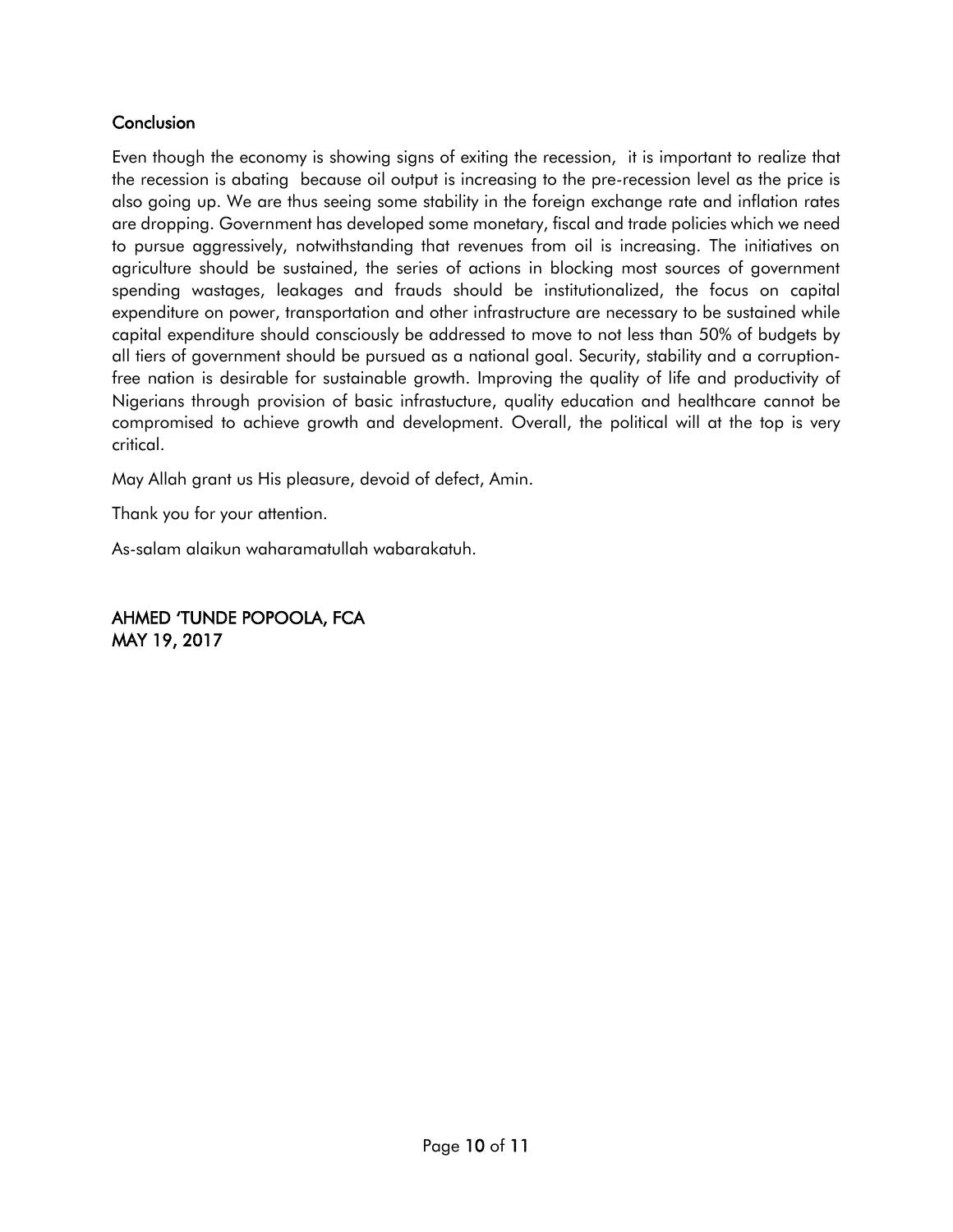## Conclusion

Even though the economy is showing signs of exiting the recession,  it is important to realize that the recession is abating  because oil output is increasing to the pre-recession level as the price is also going up. We are thus seeing some stability in the foreign exchange rate and inflation rates are dropping. Government has developed some monetary, fiscal and trade policies which we need to pursue aggressively, notwithstanding that revenues from oil is increasing. The initiatives on agriculture should be sustained, the series of actions in blocking most sources of government spending wastages, leakages and frauds should be institutionalized, the focus on capital expenditure on power, transportation and other infrastructure are necessary to be sustained while capital expenditure should consciously be addressed to move to not less than 50% of budgets by all tiers of government should be pursued as a national goal. Security, stability and a corruption-free nation is desirable for sustainable growth. Improving the quality of life and productivity of Nigerians through provision of basic infrastucture, quality education and healthcare cannot be compromised to achieve growth and development. Overall, the political will at the top is very critical.

May Allah grant us His pleasure, devoid of defect, Amin.

Thank you for your attention.

As-salam alaikun waharamatullah wabarakatuh.

AHMED 'TUNDE POPOOLA, FCA
MAY 19, 2017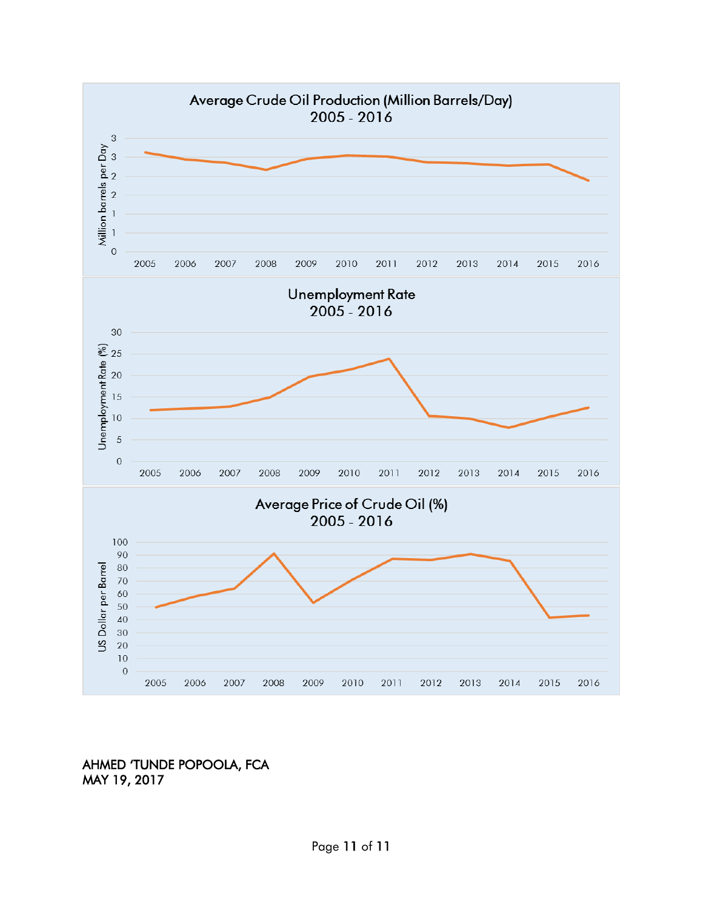Average Crude Oil Production (Million Barrels/Day)
2005 - 2016

Million barrels per Day

3
3
2
2
1
1
0

2005 2006 2007 2008 2009 2010 2011 2012 2013 2014 2015 2016

Unemployment Rate
2005 - 2016

Unemployment Rate (%)

30
25
20
15
10
5
0

2005 2006 2007 2008 2009 2010 2011 2012 2013 2014 2015 2016

Average Price of Crude Oil (%)
2005 - 2016

US Dollar per Barrel

100
90
80
70
60
50
40
30
20
10
0

2005 2006 2007 2008 2009 2010 2011 2012 2013 2014 2015 2016

**AHMED 'TUNDE POPOOLA, FCA**
**MAY 19, 2017**